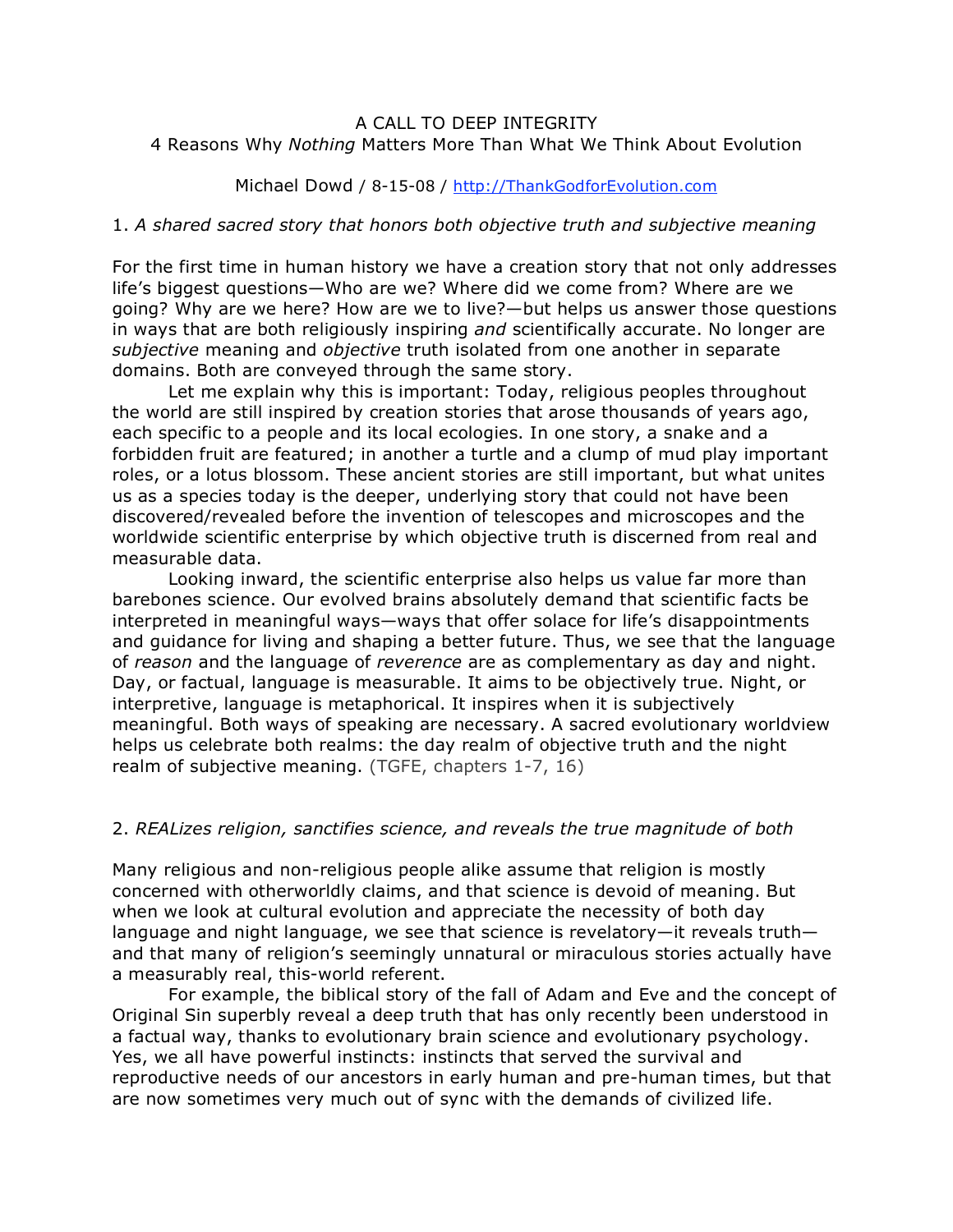# A CALL TO DEEP INTEGRITY

## 4 Reasons Why *Nothing* Matters More Than What We Think About Evolution

Michael Dowd / 8-15-08 / http://ThankGodforEvolution.com

### 1. *A shared sacred story that honors both objective truth and subjective meaning*

For the first time in human history we have a creation story that not only addresses life's biggest questions—Who are we? Where did we come from? Where are we going? Why are we here? How are we to live?—but helps us answer those questions in ways that are both religiously inspiring *and* scientifically accurate. No longer are *subjective* meaning and *objective* truth isolated from one another in separate domains. Both are conveyed through the same story.

Let me explain why this is important: Today, religious peoples throughout the world are still inspired by creation stories that arose thousands of years ago, each specific to a people and its local ecologies. In one story, a snake and a forbidden fruit are featured; in another a turtle and a clump of mud play important roles, or a lotus blossom. These ancient stories are still important, but what unites us as a species today is the deeper, underlying story that could not have been discovered/revealed before the invention of telescopes and microscopes and the worldwide scientific enterprise by which objective truth is discerned from real and measurable data.

Looking inward, the scientific enterprise also helps us value far more than barebones science. Our evolved brains absolutely demand that scientific facts be interpreted in meaningful ways—ways that offer solace for life's disappointments and guidance for living and shaping a better future. Thus, we see that the language of *reason* and the language of *reverence* are as complementary as day and night. Day, or factual, language is measurable. It aims to be objectively true. Night, or interpretive, language is metaphorical. It inspires when it is subjectively meaningful. Both ways of speaking are necessary. A sacred evolutionary worldview helps us celebrate both realms: the day realm of objective truth and the night realm of subjective meaning. (TGFE, chapters 1-7, 16)

### 2. *REALizes religion, sanctifies science, and reveals the true magnitude of both*

Many religious and non-religious people alike assume that religion is mostly concerned with otherworldly claims, and that science is devoid of meaning. But when we look at cultural evolution and appreciate the necessity of both day language and night language, we see that science is revelatory—it reveals truth—and that many of religion's seemingly unnatural or miraculous stories actually have a measurably real, this-world referent.

For example, the biblical story of the fall of Adam and Eve and the concept of Original Sin superbly reveal a deep truth that has only recently been understood in a factual way, thanks to evolutionary brain science and evolutionary psychology. Yes, we all have powerful instincts: instincts that served the survival and reproductive needs of our ancestors in early human and pre-human times, but that are now sometimes very much out of sync with the demands of civilized life.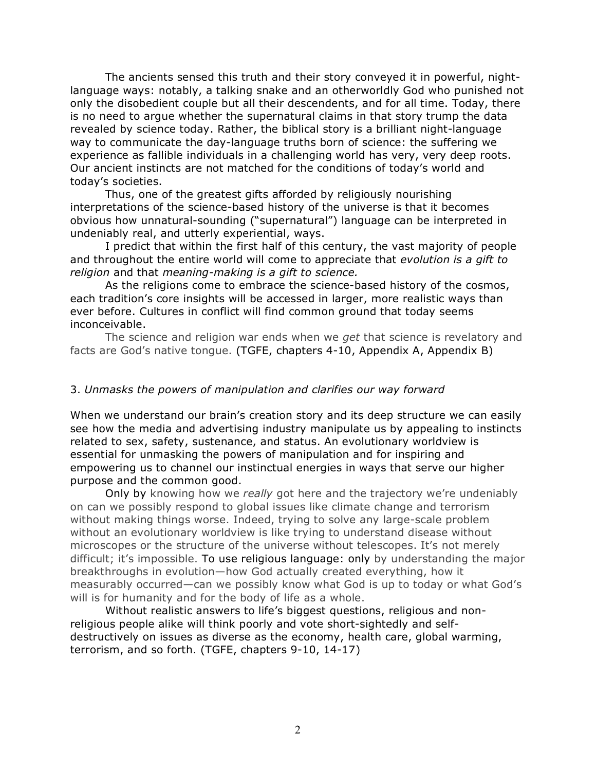The ancients sensed this truth and their story conveyed it in powerful, night-language ways: notably, a talking snake and an otherworldly God who punished not only the disobedient couple but all their descendents, and for all time. Today, there is no need to argue whether the supernatural claims in that story trump the data revealed by science today. Rather, the biblical story is a brilliant night-language way to communicate the day-language truths born of science: the suffering we experience as fallible individuals in a challenging world has very, very deep roots. Our ancient instincts are not matched for the conditions of today's world and today's societies.

Thus, one of the greatest gifts afforded by religiously nourishing interpretations of the science-based history of the universe is that it becomes obvious how unnatural-sounding ("supernatural") language can be interpreted in undeniably real, and utterly experiential, ways.

I predict that within the first half of this century, the vast majority of people and throughout the entire world will come to appreciate that *evolution is a gift to religion* and that *meaning-making is a gift to science.*

As the religions come to embrace the science-based history of the cosmos, each tradition's core insights will be accessed in larger, more realistic ways than ever before. Cultures in conflict will find common ground that today seems inconceivable.

The science and religion war ends when we *get* that science is revelatory and facts are God's native tongue. (TGFE, chapters 4-10, Appendix A, Appendix B)

3. *Unmasks the powers of manipulation and clarifies our way forward*

When we understand our brain's creation story and its deep structure we can easily see how the media and advertising industry manipulate us by appealing to instincts related to sex, safety, sustenance, and status. An evolutionary worldview is essential for unmasking the powers of manipulation and for inspiring and empowering us to channel our instinctual energies in ways that serve our higher purpose and the common good.

Only by knowing how we *really* got here and the trajectory we're undeniably on can we possibly respond to global issues like climate change and terrorism without making things worse. Indeed, trying to solve any large-scale problem without an evolutionary worldview is like trying to understand disease without microscopes or the structure of the universe without telescopes. It's not merely difficult; it's impossible. To use religious language: only by understanding the major breakthroughs in evolution—how God actually created everything, how it measurably occurred—can we possibly know what God is up to today or what God's will is for humanity and for the body of life as a whole.

Without realistic answers to life's biggest questions, religious and non-religious people alike will think poorly and vote short-sightedly and self-destructively on issues as diverse as the economy, health care, global warming, terrorism, and so forth. (TGFE, chapters 9-10, 14-17)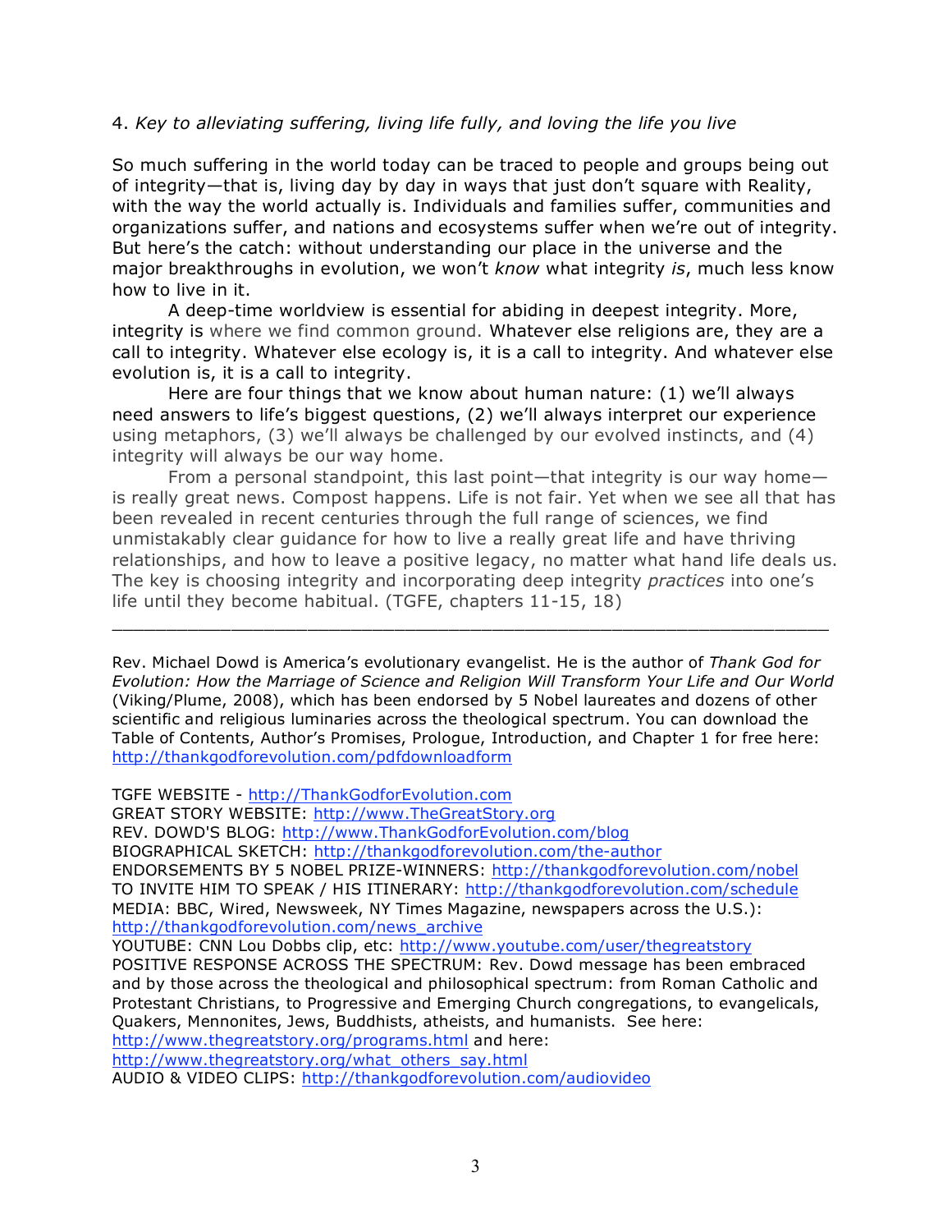4. *Key to alleviating suffering, living life fully, and loving the life you live*

So much suffering in the world today can be traced to people and groups being out of integrity—that is, living day by day in ways that just don't square with Reality, with the way the world actually is. Individuals and families suffer, communities and organizations suffer, and nations and ecosystems suffer when we're out of integrity. But here's the catch: without understanding our place in the universe and the major breakthroughs in evolution, we won't *know* what integrity *is*, much less know how to live in it.

A deep-time worldview is essential for abiding in deepest integrity. More, integrity is where we find common ground. Whatever else religions are, they are a call to integrity. Whatever else ecology is, it is a call to integrity. And whatever else evolution is, it is a call to integrity.

Here are four things that we know about human nature: (1) we'll always need answers to life's biggest questions, (2) we'll always interpret our experience using metaphors, (3) we'll always be challenged by our evolved instincts, and (4) integrity will always be our way home.

From a personal standpoint, this last point—that integrity is our way home—is really great news. Compost happens. Life is not fair. Yet when we see all that has been revealed in recent centuries through the full range of sciences, we find unmistakably clear guidance for how to live a really great life and have thriving relationships, and how to leave a positive legacy, no matter what hand life deals us. The key is choosing integrity and incorporating deep integrity *practices* into one's life until they become habitual. (TGFE, chapters 11-15, 18)

---

Rev. Michael Dowd is America's evolutionary evangelist. He is the author of *Thank God for Evolution: How the Marriage of Science and Religion Will Transform Your Life and Our World* (Viking/Plume, 2008), which has been endorsed by 5 Nobel laureates and dozens of other scientific and religious luminaries across the theological spectrum. You can download the Table of Contents, Author's Promises, Prologue, Introduction, and Chapter 1 for free here: http://thankgodforevolution.com/pdfdownloadform

TGFE WEBSITE - http://ThankGodforEvolution.com
GREAT STORY WEBSITE: http://www.TheGreatStory.org
REV. DOWD'S BLOG: http://www.ThankGodforEvolution.com/blog
BIOGRAPHICAL SKETCH: http://thankgodforevolution.com/the-author
ENDORSEMENTS BY 5 NOBEL PRIZE-WINNERS: http://thankgodforevolution.com/nobel
TO INVITE HIM TO SPEAK / HIS ITINERARY: http://thankgodforevolution.com/schedule
MEDIA: BBC, Wired, Newsweek, NY Times Magazine, newspapers across the U.S.): http://thankgodforevolution.com/news_archive
YOUTUBE: CNN Lou Dobbs clip, etc: http://www.youtube.com/user/thegreatstory
POSITIVE RESPONSE ACROSS THE SPECTRUM: Rev. Dowd message has been embraced and by those across the theological and philosophical spectrum: from Roman Catholic and Protestant Christians, to Progressive and Emerging Church congregations, to evangelicals, Quakers, Mennonites, Jews, Buddhists, atheists, and humanists. See here: http://www.thegreatstory.org/programs.html and here: http://www.thegreatstory.org/what_others_say.html
AUDIO & VIDEO CLIPS: http://thankgodforevolution.com/audiovideo